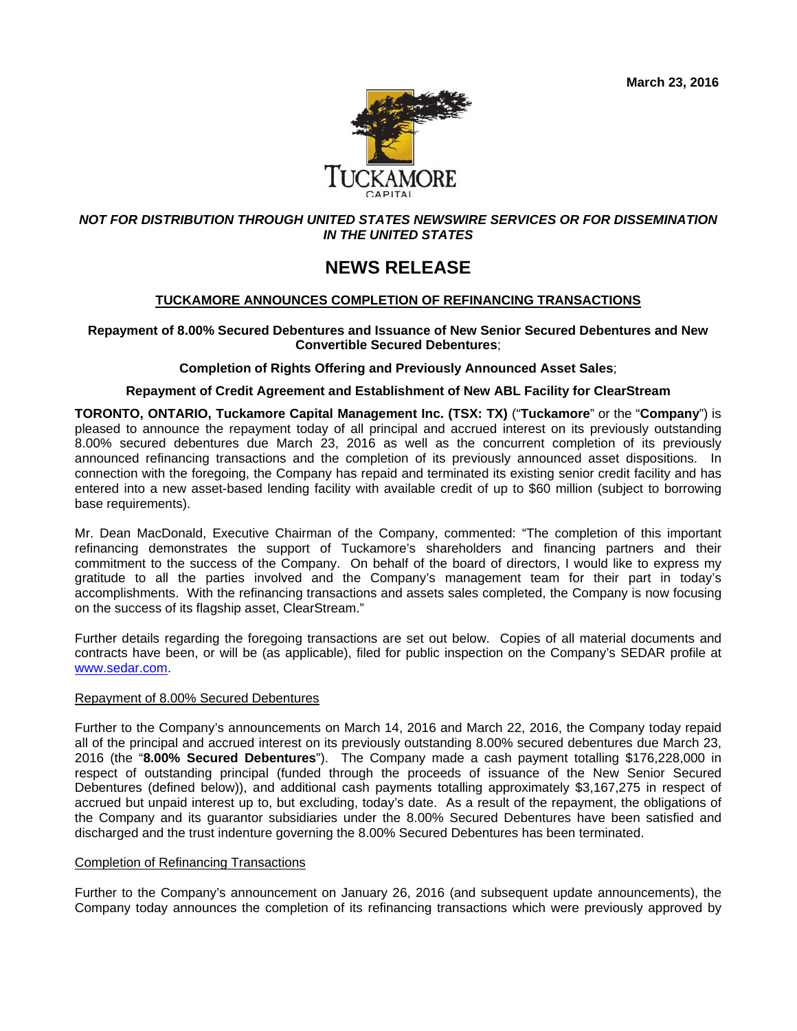March 23, 2016

TUCKAMORE CAPITAL

***NOT FOR DISTRIBUTION THROUGH UNITED STATES NEWSWIRE SERVICES OR FOR DISSEMINATION IN THE UNITED STATES***

# NEWS RELEASE

## TUCKAMORE ANNOUNCES COMPLETION OF REFINANCING TRANSACTIONS

**Repayment of 8.00% Secured Debentures and Issuance of New Senior Secured Debentures and New Convertible Secured Debentures**;

**Completion of Rights Offering and Previously Announced Asset Sales**;

**Repayment of Credit Agreement and Establishment of New ABL Facility for ClearStream**

**TORONTO, ONTARIO, Tuckamore Capital Management Inc. (TSX: TX)** ("**Tuckamore**" or the "**Company**") is pleased to announce the repayment today of all principal and accrued interest on its previously outstanding 8.00% secured debentures due March 23, 2016 as well as the concurrent completion of its previously announced refinancing transactions and the completion of its previously announced asset dispositions. In connection with the foregoing, the Company has repaid and terminated its existing senior credit facility and has entered into a new asset-based lending facility with available credit of up to $60 million (subject to borrowing base requirements).

Mr. Dean MacDonald, Executive Chairman of the Company, commented: "The completion of this important refinancing demonstrates the support of Tuckamore's shareholders and financing partners and their commitment to the success of the Company. On behalf of the board of directors, I would like to express my gratitude to all the parties involved and the Company's management team for their part in today's accomplishments. With the refinancing transactions and assets sales completed, the Company is now focusing on the success of its flagship asset, ClearStream."

Further details regarding the foregoing transactions are set out below. Copies of all material documents and contracts have been, or will be (as applicable), filed for public inspection on the Company's SEDAR profile at www.sedar.com.

Repayment of 8.00% Secured Debentures

Further to the Company's announcements on March 14, 2016 and March 22, 2016, the Company today repaid all of the principal and accrued interest on its previously outstanding 8.00% secured debentures due March 23, 2016 (the "**8.00% Secured Debentures**"). The Company made a cash payment totalling $176,228,000 in respect of outstanding principal (funded through the proceeds of issuance of the New Senior Secured Debentures (defined below)), and additional cash payments totalling approximately $3,167,275 in respect of accrued but unpaid interest up to, but excluding, today's date. As a result of the repayment, the obligations of the Company and its guarantor subsidiaries under the 8.00% Secured Debentures have been satisfied and discharged and the trust indenture governing the 8.00% Secured Debentures has been terminated.

Completion of Refinancing Transactions

Further to the Company's announcement on January 26, 2016 (and subsequent update announcements), the Company today announces the completion of its refinancing transactions which were previously approved by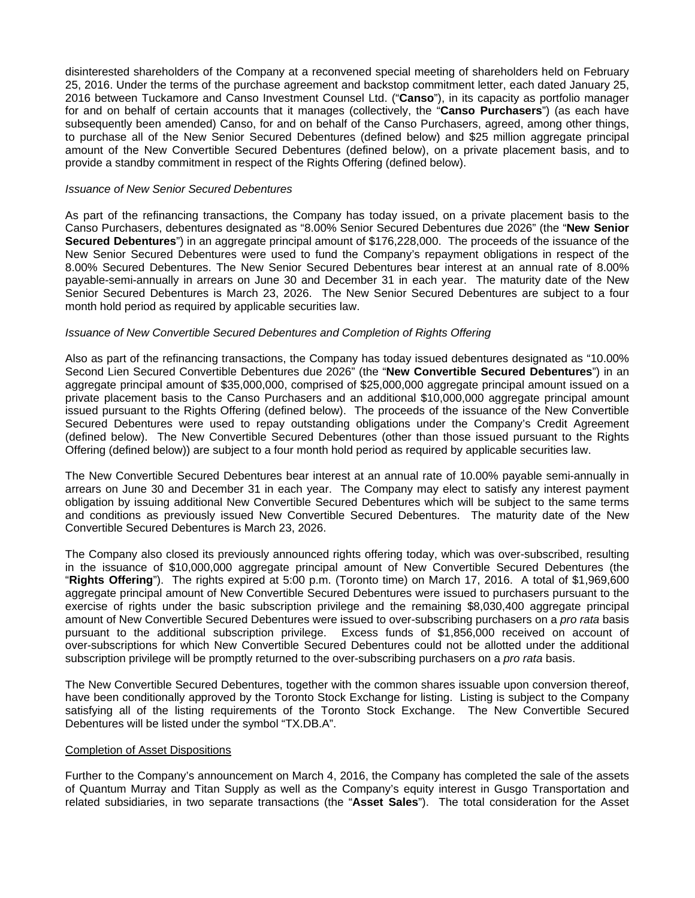disinterested shareholders of the Company at a reconvened special meeting of shareholders held on February 25, 2016. Under the terms of the purchase agreement and backstop commitment letter, each dated January 25, 2016 between Tuckamore and Canso Investment Counsel Ltd. ("**Canso**"), in its capacity as portfolio manager for and on behalf of certain accounts that it manages (collectively, the "**Canso Purchasers**") (as each have subsequently been amended) Canso, for and on behalf of the Canso Purchasers, agreed, among other things, to purchase all of the New Senior Secured Debentures (defined below) and $25 million aggregate principal amount of the New Convertible Secured Debentures (defined below), on a private placement basis, and to provide a standby commitment in respect of the Rights Offering (defined below).

*Issuance of New Senior Secured Debentures*

As part of the refinancing transactions, the Company has today issued, on a private placement basis to the Canso Purchasers, debentures designated as "8.00% Senior Secured Debentures due 2026" (the "**New Senior Secured Debentures**") in an aggregate principal amount of $176,228,000. The proceeds of the issuance of the New Senior Secured Debentures were used to fund the Company's repayment obligations in respect of the 8.00% Secured Debentures. The New Senior Secured Debentures bear interest at an annual rate of 8.00% payable-semi-annually in arrears on June 30 and December 31 in each year. The maturity date of the New Senior Secured Debentures is March 23, 2026. The New Senior Secured Debentures are subject to a four month hold period as required by applicable securities law.

*Issuance of New Convertible Secured Debentures and Completion of Rights Offering*

Also as part of the refinancing transactions, the Company has today issued debentures designated as "10.00% Second Lien Secured Convertible Debentures due 2026" (the "**New Convertible Secured Debentures**") in an aggregate principal amount of $35,000,000, comprised of $25,000,000 aggregate principal amount issued on a private placement basis to the Canso Purchasers and an additional $10,000,000 aggregate principal amount issued pursuant to the Rights Offering (defined below). The proceeds of the issuance of the New Convertible Secured Debentures were used to repay outstanding obligations under the Company's Credit Agreement (defined below). The New Convertible Secured Debentures (other than those issued pursuant to the Rights Offering (defined below)) are subject to a four month hold period as required by applicable securities law.

The New Convertible Secured Debentures bear interest at an annual rate of 10.00% payable semi-annually in arrears on June 30 and December 31 in each year. The Company may elect to satisfy any interest payment obligation by issuing additional New Convertible Secured Debentures which will be subject to the same terms and conditions as previously issued New Convertible Secured Debentures. The maturity date of the New Convertible Secured Debentures is March 23, 2026.

The Company also closed its previously announced rights offering today, which was over-subscribed, resulting in the issuance of $10,000,000 aggregate principal amount of New Convertible Secured Debentures (the "**Rights Offering**"). The rights expired at 5:00 p.m. (Toronto time) on March 17, 2016. A total of $1,969,600 aggregate principal amount of New Convertible Secured Debentures were issued to purchasers pursuant to the exercise of rights under the basic subscription privilege and the remaining $8,030,400 aggregate principal amount of New Convertible Secured Debentures were issued to over-subscribing purchasers on a *pro rata* basis pursuant to the additional subscription privilege. Excess funds of $1,856,000 received on account of over-subscriptions for which New Convertible Secured Debentures could not be allotted under the additional subscription privilege will be promptly returned to the over-subscribing purchasers on a *pro rata* basis.

The New Convertible Secured Debentures, together with the common shares issuable upon conversion thereof, have been conditionally approved by the Toronto Stock Exchange for listing. Listing is subject to the Company satisfying all of the listing requirements of the Toronto Stock Exchange. The New Convertible Secured Debentures will be listed under the symbol "TX.DB.A".

Completion of Asset Dispositions

Further to the Company's announcement on March 4, 2016, the Company has completed the sale of the assets of Quantum Murray and Titan Supply as well as the Company's equity interest in Gusgo Transportation and related subsidiaries, in two separate transactions (the "**Asset Sales**"). The total consideration for the Asset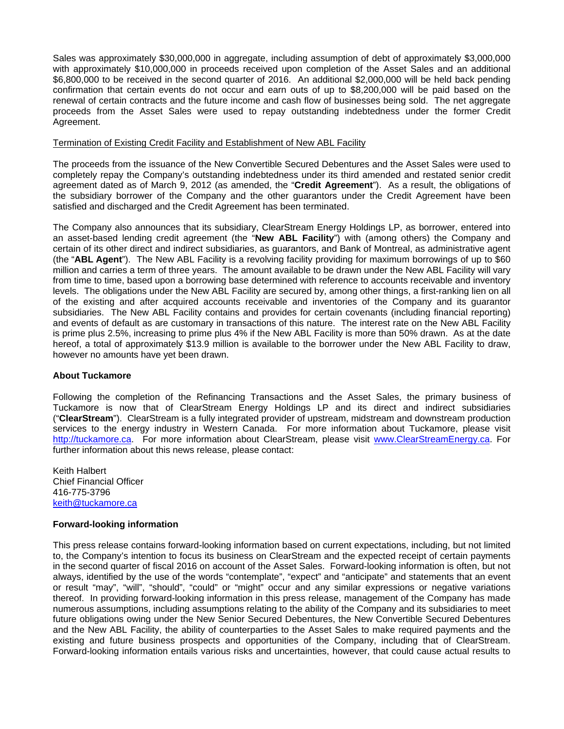Sales was approximately $30,000,000 in aggregate, including assumption of debt of approximately $3,000,000 with approximately $10,000,000 in proceeds received upon completion of the Asset Sales and an additional $6,800,000 to be received in the second quarter of 2016. An additional $2,000,000 will be held back pending confirmation that certain events do not occur and earn outs of up to $8,200,000 will be paid based on the renewal of certain contracts and the future income and cash flow of businesses being sold. The net aggregate proceeds from the Asset Sales were used to repay outstanding indebtedness under the former Credit Agreement.

Termination of Existing Credit Facility and Establishment of New ABL Facility

The proceeds from the issuance of the New Convertible Secured Debentures and the Asset Sales were used to completely repay the Company's outstanding indebtedness under its third amended and restated senior credit agreement dated as of March 9, 2012 (as amended, the "**Credit Agreement**"). As a result, the obligations of the subsidiary borrower of the Company and the other guarantors under the Credit Agreement have been satisfied and discharged and the Credit Agreement has been terminated.

The Company also announces that its subsidiary, ClearStream Energy Holdings LP, as borrower, entered into an asset-based lending credit agreement (the "**New ABL Facility**") with (among others) the Company and certain of its other direct and indirect subsidiaries, as guarantors, and Bank of Montreal, as administrative agent (the "**ABL Agent**"). The New ABL Facility is a revolving facility providing for maximum borrowings of up to $60 million and carries a term of three years. The amount available to be drawn under the New ABL Facility will vary from time to time, based upon a borrowing base determined with reference to accounts receivable and inventory levels. The obligations under the New ABL Facility are secured by, among other things, a first-ranking lien on all of the existing and after acquired accounts receivable and inventories of the Company and its guarantor subsidiaries. The New ABL Facility contains and provides for certain covenants (including financial reporting) and events of default as are customary in transactions of this nature. The interest rate on the New ABL Facility is prime plus 2.5%, increasing to prime plus 4% if the New ABL Facility is more than 50% drawn. As at the date hereof, a total of approximately $13.9 million is available to the borrower under the New ABL Facility to draw, however no amounts have yet been drawn.

**About Tuckamore**

Following the completion of the Refinancing Transactions and the Asset Sales, the primary business of Tuckamore is now that of ClearStream Energy Holdings LP and its direct and indirect subsidiaries ("**ClearStream**"). ClearStream is a fully integrated provider of upstream, midstream and downstream production services to the energy industry in Western Canada. For more information about Tuckamore, please visit http://tuckamore.ca. For more information about ClearStream, please visit www.ClearStreamEnergy.ca. For further information about this news release, please contact:

Keith Halbert
Chief Financial Officer
416-775-3796
keith@tuckamore.ca

**Forward-looking information**

This press release contains forward-looking information based on current expectations, including, but not limited to, the Company's intention to focus its business on ClearStream and the expected receipt of certain payments in the second quarter of fiscal 2016 on account of the Asset Sales. Forward-looking information is often, but not always, identified by the use of the words "contemplate", "expect" and "anticipate" and statements that an event or result "may", "will", "should", "could" or "might" occur and any similar expressions or negative variations thereof. In providing forward-looking information in this press release, management of the Company has made numerous assumptions, including assumptions relating to the ability of the Company and its subsidiaries to meet future obligations owing under the New Senior Secured Debentures, the New Convertible Secured Debentures and the New ABL Facility, the ability of counterparties to the Asset Sales to make required payments and the existing and future business prospects and opportunities of the Company, including that of ClearStream. Forward-looking information entails various risks and uncertainties, however, that could cause actual results to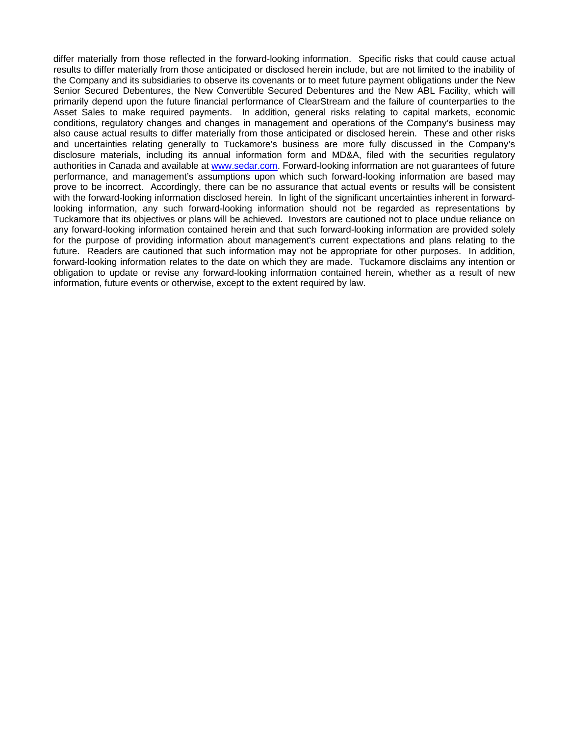differ materially from those reflected in the forward-looking information. Specific risks that could cause actual results to differ materially from those anticipated or disclosed herein include, but are not limited to the inability of the Company and its subsidiaries to observe its covenants or to meet future payment obligations under the New Senior Secured Debentures, the New Convertible Secured Debentures and the New ABL Facility, which will primarily depend upon the future financial performance of ClearStream and the failure of counterparties to the Asset Sales to make required payments. In addition, general risks relating to capital markets, economic conditions, regulatory changes and changes in management and operations of the Company's business may also cause actual results to differ materially from those anticipated or disclosed herein. These and other risks and uncertainties relating generally to Tuckamore's business are more fully discussed in the Company's disclosure materials, including its annual information form and MD&A, filed with the securities regulatory authorities in Canada and available at www.sedar.com. Forward-looking information are not guarantees of future performance, and management's assumptions upon which such forward-looking information are based may prove to be incorrect. Accordingly, there can be no assurance that actual events or results will be consistent with the forward-looking information disclosed herein. In light of the significant uncertainties inherent in forward-looking information, any such forward-looking information should not be regarded as representations by Tuckamore that its objectives or plans will be achieved. Investors are cautioned not to place undue reliance on any forward-looking information contained herein and that such forward-looking information are provided solely for the purpose of providing information about management's current expectations and plans relating to the future. Readers are cautioned that such information may not be appropriate for other purposes. In addition, forward-looking information relates to the date on which they are made. Tuckamore disclaims any intention or obligation to update or revise any forward-looking information contained herein, whether as a result of new information, future events or otherwise, except to the extent required by law.